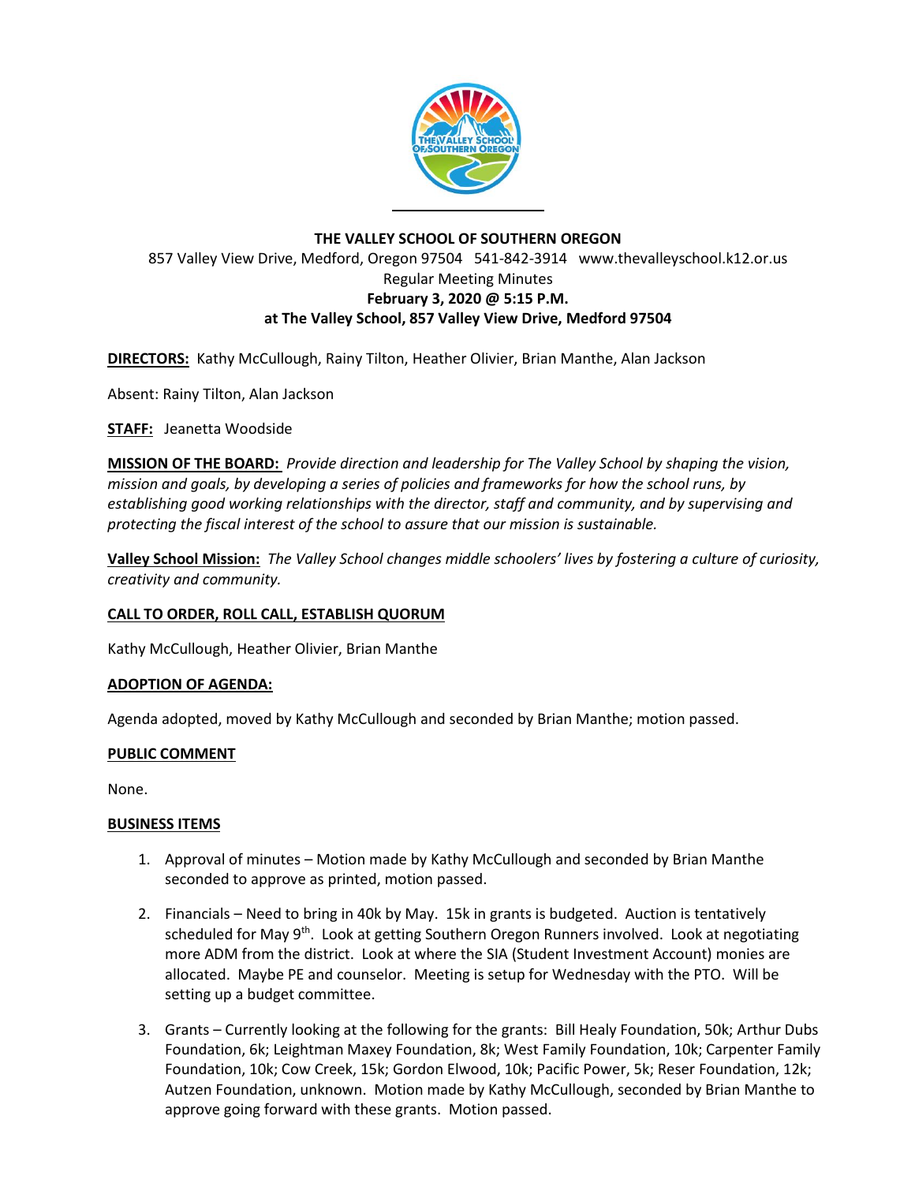**THE VALLEY SCHOOL OF SOUTHERN OREGON**

857 Valley View Drive, Medford, Oregon 97504 541-842-3914 www.thevalleyschool.k12.or.us

Regular Meeting Minutes

**February 3, 2020 @ 5:15 P.M.**

**at The Valley School, 857 Valley View Drive, Medford 97504**

**DIRECTORS:** Kathy McCullough, Rainy Tilton, Heather Olivier, Brian Manthe, Alan Jackson

Absent: Rainy Tilton, Alan Jackson

**STAFF:** Jeanetta Woodside

**MISSION OF THE BOARD:** *Provide direction and leadership for The Valley School by shaping the vision, mission and goals, by developing a series of policies and frameworks for how the school runs, by establishing good working relationships with the director, staff and community, and by supervising and protecting the fiscal interest of the school to assure that our mission is sustainable.*

**Valley School Mission:** *The Valley School changes middle schoolers' lives by fostering a culture of curiosity, creativity and community.*

**CALL TO ORDER, ROLL CALL, ESTABLISH QUORUM**

Kathy McCullough, Heather Olivier, Brian Manthe

**ADOPTION OF AGENDA:**

Agenda adopted, moved by Kathy McCullough and seconded by Brian Manthe; motion passed.

**PUBLIC COMMENT**

None.

**BUSINESS ITEMS**

1. Approval of minutes – Motion made by Kathy McCullough and seconded by Brian Manthe seconded to approve as printed, motion passed.
2. Financials – Need to bring in 40k by May. 15k in grants is budgeted. Auction is tentatively scheduled for May 9th. Look at getting Southern Oregon Runners involved. Look at negotiating more ADM from the district. Look at where the SIA (Student Investment Account) monies are allocated. Maybe PE and counselor. Meeting is setup for Wednesday with the PTO. Will be setting up a budget committee.
3. Grants – Currently looking at the following for the grants: Bill Healy Foundation, 50k; Arthur Dubs Foundation, 6k; Leightman Maxey Foundation, 8k; West Family Foundation, 10k; Carpenter Family Foundation, 10k; Cow Creek, 15k; Gordon Elwood, 10k; Pacific Power, 5k; Reser Foundation, 12k; Autzen Foundation, unknown. Motion made by Kathy McCullough, seconded by Brian Manthe to approve going forward with these grants. Motion passed.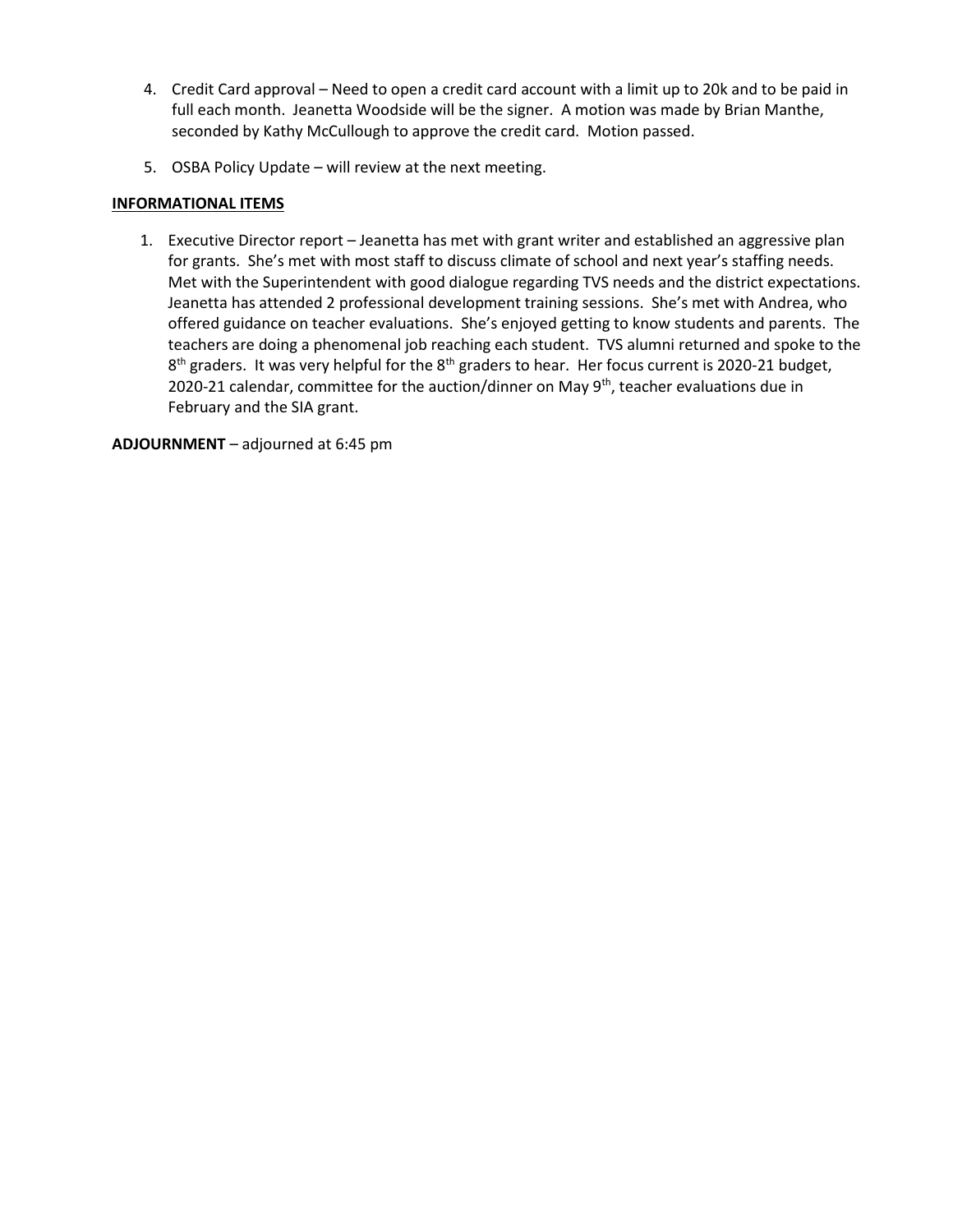4. Credit Card approval – Need to open a credit card account with a limit up to 20k and to be paid in full each month. Jeanetta Woodside will be the signer. A motion was made by Brian Manthe, seconded by Kathy McCullough to approve the credit card. Motion passed.

5. OSBA Policy Update – will review at the next meeting.

**INFORMATIONAL ITEMS**

1. Executive Director report – Jeanetta has met with grant writer and established an aggressive plan for grants. She's met with most staff to discuss climate of school and next year's staffing needs. Met with the Superintendent with good dialogue regarding TVS needs and the district expectations. Jeanetta has attended 2 professional development training sessions. She's met with Andrea, who offered guidance on teacher evaluations. She's enjoyed getting to know students and parents. The teachers are doing a phenomenal job reaching each student. TVS alumni returned and spoke to the 8th graders. It was very helpful for the 8th graders to hear. Her focus current is 2020-21 budget, 2020-21 calendar, committee for the auction/dinner on May 9th, teacher evaluations due in February and the SIA grant.

**ADJOURNMENT** – adjourned at 6:45 pm